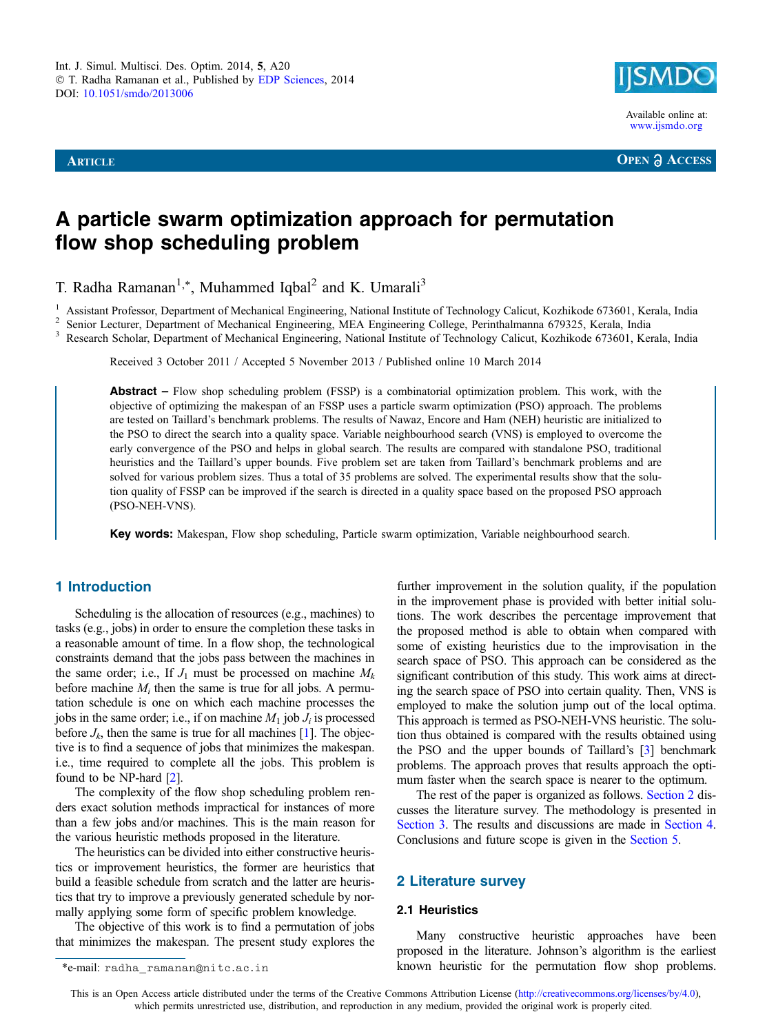Article

Open Access

# A particle swarm optimization approach for permutation flow shop scheduling problem

T. Radha Ramanan[1,*], Muhammed Iqbal[2] and K. Umarali[3]

[1] Assistant Professor, Department of Mechanical Engineering, National Institute of Technology Calicut, Kozhikode 673601, Kerala, India
[2] Senior Lecturer, Department of Mechanical Engineering, MEA Engineering College, Perinthalmanna 679325, Kerala, India
[3] Research Scholar, Department of Mechanical Engineering, National Institute of Technology Calicut, Kozhikode 673601, Kerala, India

Received 3 October 2011 / Accepted 5 November 2013 / Published online 10 March 2014

**Abstract –** Flow shop scheduling problem (FSSP) is a combinatorial optimization problem. This work, with the objective of optimizing the makespan of an FSSP uses a particle swarm optimization (PSO) approach. The problems are tested on Taillard's benchmark problems. The results of Nawaz, Encore and Ham (NEH) heuristic are initialized to the PSO to direct the search into a quality space. Variable neighbourhood search (VNS) is employed to overcome the early convergence of the PSO and helps in global search. The results are compared with standalone PSO, traditional heuristics and the Taillard's upper bounds. Five problem set are taken from Taillard's benchmark problems and are solved for various problem sizes. Thus a total of 35 problems are solved. The experimental results show that the solution quality of FSSP can be improved if the search is directed in a quality space based on the proposed PSO approach (PSO-NEH-VNS).

**Key words:** Makespan, Flow shop scheduling, Particle swarm optimization, Variable neighbourhood search.

## 1 Introduction

Scheduling is the allocation of resources (e.g., machines) to tasks (e.g., jobs) in order to ensure the completion these tasks in a reasonable amount of time. In a flow shop, the technological constraints demand that the jobs pass between the machines in the same order; i.e., If $J_1$ must be processed on machine $M_k$ before machine $M_i$ then the same is true for all jobs. A permutation schedule is one on which each machine processes the jobs in the same order; i.e., if on machine $M_1$ job $J_i$ is processed before $J_k$, then the same is true for all machines [1]. The objective is to find a sequence of jobs that minimizes the makespan. i.e., time required to complete all the jobs. This problem is found to be NP-hard [2].

The complexity of the flow shop scheduling problem renders exact solution methods impractical for instances of more than a few jobs and/or machines. This is the main reason for the various heuristic methods proposed in the literature.

The heuristics can be divided into either constructive heuristics or improvement heuristics, the former are heuristics that build a feasible schedule from scratch and the latter are heuristics that try to improve a previously generated schedule by normally applying some form of specific problem knowledge.

The objective of this work is to find a permutation of jobs that minimizes the makespan. The present study explores the further improvement in the solution quality, if the population in the improvement phase is provided with better initial solutions. The work describes the percentage improvement that the proposed method is able to obtain when compared with some of existing heuristics due to the improvisation in the search space of PSO. This approach can be considered as the significant contribution of this study. This work aims at directing the search space of PSO into certain quality. Then, VNS is employed to make the solution jump out of the local optima. This approach is termed as PSO-NEH-VNS heuristic. The solution thus obtained is compared with the results obtained using the PSO and the upper bounds of Taillard's [3] benchmark problems. The approach proves that results approach the optimum faster when the search space is nearer to the optimum.

The rest of the paper is organized as follows. Section 2 discusses the literature survey. The methodology is presented in Section 3. The results and discussions are made in Section 4. Conclusions and future scope is given in the Section 5.

## 2 Literature survey

### 2.1 Heuristics

Many constructive heuristic approaches have been proposed in the literature. Johnson's algorithm is the earliest known heuristic for the permutation flow shop problems.

*e-mail: radha_ramanan@nitc.ac.in

This is an Open Access article distributed under the terms of the Creative Commons Attribution License (http://creativecommons.org/licenses/by/4.0), which permits unrestricted use, distribution, and reproduction in any medium, provided the original work is properly cited.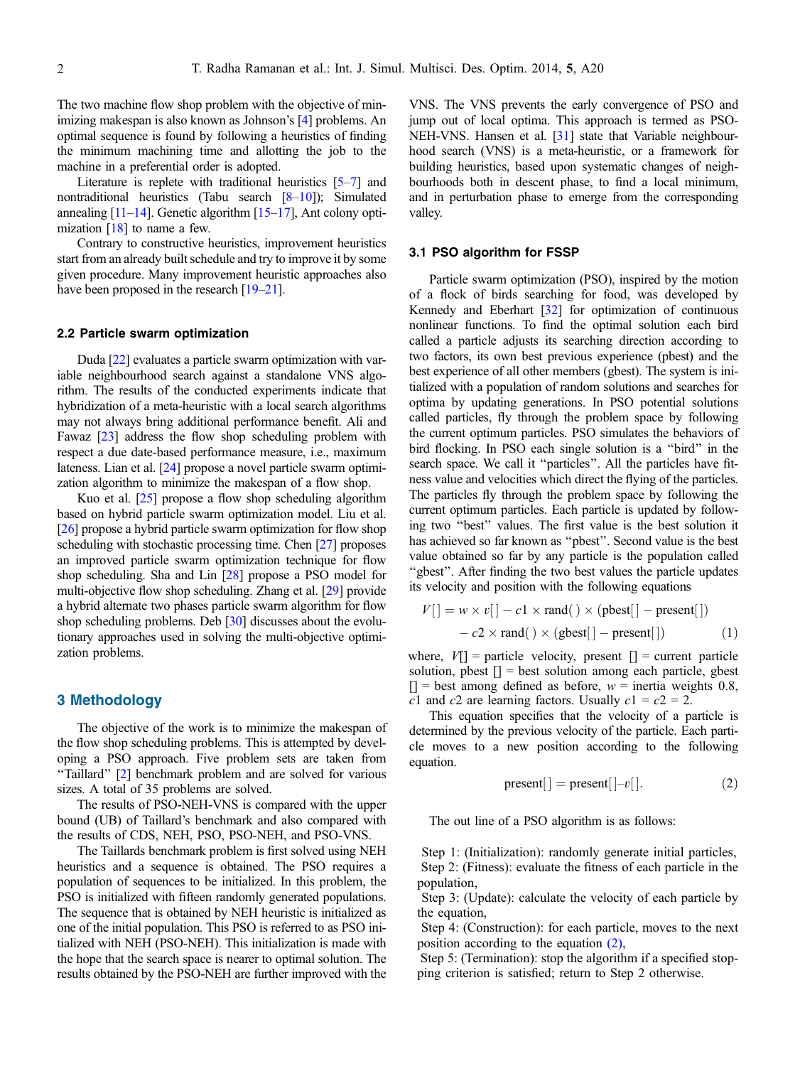The two machine flow shop problem with the objective of minimizing makespan is also known as Johnson's [4] problems. An optimal sequence is found by following a heuristics of finding the minimum machining time and allotting the job to the machine in a preferential order is adopted.

Literature is replete with traditional heuristics [5–7] and nontraditional heuristics (Tabu search [8–10]); Simulated annealing [11–14]. Genetic algorithm [15–17], Ant colony optimization [18] to name a few.

Contrary to constructive heuristics, improvement heuristics start from an already built schedule and try to improve it by some given procedure. Many improvement heuristic approaches also have been proposed in the research [19–21].

### 2.2 Particle swarm optimization

Duda [22] evaluates a particle swarm optimization with variable neighbourhood search against a standalone VNS algorithm. The results of the conducted experiments indicate that hybridization of a meta-heuristic with a local search algorithms may not always bring additional performance benefit. Ali and Fawaz [23] address the flow shop scheduling problem with respect a due date-based performance measure, i.e., maximum lateness. Lian et al. [24] propose a novel particle swarm optimization algorithm to minimize the makespan of a flow shop.

Kuo et al. [25] propose a flow shop scheduling algorithm based on hybrid particle swarm optimization model. Liu et al. [26] propose a hybrid particle swarm optimization for flow shop scheduling with stochastic processing time. Chen [27] proposes an improved particle swarm optimization technique for flow shop scheduling. Sha and Lin [28] propose a PSO model for multi-objective flow shop scheduling. Zhang et al. [29] provide a hybrid alternate two phases particle swarm algorithm for flow shop scheduling problems. Deb [30] discusses about the evolutionary approaches used in solving the multi-objective optimization problems.

## 3 Methodology

The objective of the work is to minimize the makespan of the flow shop scheduling problems. This is attempted by developing a PSO approach. Five problem sets are taken from "Taillard" [2] benchmark problem and are solved for various sizes. A total of 35 problems are solved.

The results of PSO-NEH-VNS is compared with the upper bound (UB) of Taillard's benchmark and also compared with the results of CDS, NEH, PSO, PSO-NEH, and PSO-VNS.

The Taillards benchmark problem is first solved using NEH heuristics and a sequence is obtained. The PSO requires a population of sequences to be initialized. In this problem, the PSO is initialized with fifteen randomly generated populations. The sequence that is obtained by NEH heuristic is initialized as one of the initial population. This PSO is referred to as PSO initialized with NEH (PSO-NEH). This initialization is made with the hope that the search space is nearer to optimal solution. The results obtained by the PSO-NEH are further improved with the VNS. The VNS prevents the early convergence of PSO and jump out of local optima. This approach is termed as PSO-NEH-VNS. Hansen et al. [31] state that Variable neighbourhood search (VNS) is a meta-heuristic, or a framework for building heuristics, based upon systematic changes of neighbourhoods both in descent phase, to find a local minimum, and in perturbation phase to emerge from the corresponding valley.

### 3.1 PSO algorithm for FSSP

Particle swarm optimization (PSO), inspired by the motion of a flock of birds searching for food, was developed by Kennedy and Eberhart [32] for optimization of continuous nonlinear functions. To find the optimal solution each bird called a particle adjusts its searching direction according to two factors, its own best previous experience (pbest) and the best experience of all other members (gbest). The system is initialized with a population of random solutions and searches for optima by updating generations. In PSO potential solutions called particles, fly through the problem space by following the current optimum particles. PSO simulates the behaviors of bird flocking. In PSO each single solution is a "bird" in the search space. We call it "particles". All the particles have fitness value and velocities which direct the flying of the particles. The particles fly through the problem space by following the current optimum particles. Each particle is updated by following two "best" values. The first value is the best solution it has achieved so far known as "pbest". Second value is the best value obtained so far by any particle is the population called "gbest". After finding the two best values the particle updates its velocity and position with the following equations

$$V[\,] = w \times v[\,] - c1 \times \text{rand}(\,) \times (\text{pbest}[\,] - \text{present}[\,]) \\ - c2 \times \text{rand}(\,) \times (\text{gbest}[\,] - \text{present}[\,]) \qquad (1)$$

where, $V[\,]$ = particle velocity, present [] = current particle solution, pbest [] = best solution among each particle, gbest [] = best among defined as before, $w$ = inertia weights 0.8, $c1$ and $c2$ are learning factors. Usually $c1 = c2 = 2$.

This equation specifies that the velocity of a particle is determined by the previous velocity of the particle. Each particle moves to a new position according to the following equation.

$$\text{present}[\,] = \text{present}[\,] - v[\,]. \qquad (2)$$

The out line of a PSO algorithm is as follows:

Step 1: (Initialization): randomly generate initial particles,
Step 2: (Fitness): evaluate the fitness of each particle in the population,
Step 3: (Update): calculate the velocity of each particle by the equation,
Step 4: (Construction): for each particle, moves to the next position according to the equation (2),
Step 5: (Termination): stop the algorithm if a specified stopping criterion is satisfied; return to Step 2 otherwise.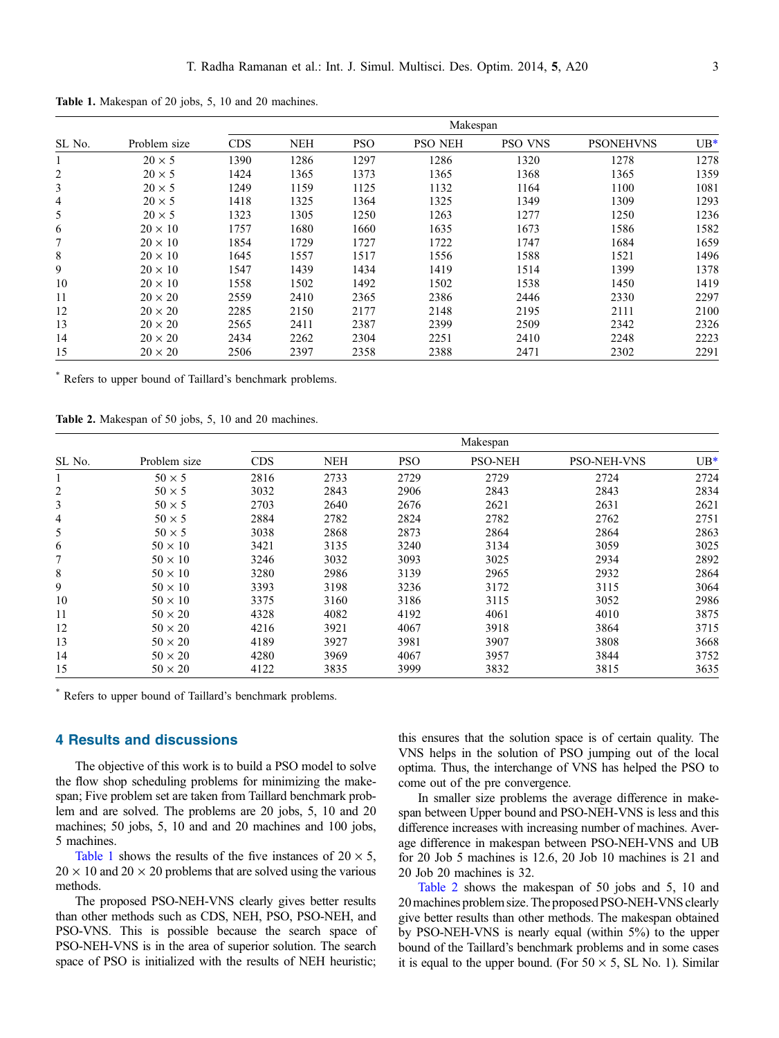**Table 1.** Makespan of 20 jobs, 5, 10 and 20 machines.

| SL No. | Problem size | Makespan | | | | | | |
|---|---|---|---|---|---|---|---|---|
| | | CDS | NEH | PSO | PSO NEH | PSO VNS | PSONEHVNS | UB* |
| 1 | 20 × 5 | 1390 | 1286 | 1297 | 1286 | 1320 | 1278 | 1278 |
| 2 | 20 × 5 | 1424 | 1365 | 1373 | 1365 | 1368 | 1365 | 1359 |
| 3 | 20 × 5 | 1249 | 1159 | 1125 | 1132 | 1164 | 1100 | 1081 |
| 4 | 20 × 5 | 1418 | 1325 | 1364 | 1325 | 1349 | 1309 | 1293 |
| 5 | 20 × 5 | 1323 | 1305 | 1250 | 1263 | 1277 | 1250 | 1236 |
| 6 | 20 × 10 | 1757 | 1680 | 1660 | 1635 | 1673 | 1586 | 1582 |
| 7 | 20 × 10 | 1854 | 1729 | 1727 | 1722 | 1747 | 1684 | 1659 |
| 8 | 20 × 10 | 1645 | 1557 | 1517 | 1556 | 1588 | 1521 | 1496 |
| 9 | 20 × 10 | 1547 | 1439 | 1434 | 1419 | 1514 | 1399 | 1378 |
| 10 | 20 × 10 | 1558 | 1502 | 1492 | 1502 | 1538 | 1450 | 1419 |
| 11 | 20 × 20 | 2559 | 2410 | 2365 | 2386 | 2446 | 2330 | 2297 |
| 12 | 20 × 20 | 2285 | 2150 | 2177 | 2148 | 2195 | 2111 | 2100 |
| 13 | 20 × 20 | 2565 | 2411 | 2387 | 2399 | 2509 | 2342 | 2326 |
| 14 | 20 × 20 | 2434 | 2262 | 2304 | 2251 | 2410 | 2248 | 2223 |
| 15 | 20 × 20 | 2506 | 2397 | 2358 | 2388 | 2471 | 2302 | 2291 |

\* Refers to upper bound of Taillard's benchmark problems.

**Table 2.** Makespan of 50 jobs, 5, 10 and 20 machines.

| SL No. | Problem size | Makespan | | | | | |
|---|---|---|---|---|---|---|---|
| | | CDS | NEH | PSO | PSO-NEH | PSO-NEH-VNS | UB* |
| 1 | 50 × 5 | 2816 | 2733 | 2729 | 2729 | 2724 | 2724 |
| 2 | 50 × 5 | 3032 | 2843 | 2906 | 2843 | 2843 | 2834 |
| 3 | 50 × 5 | 2703 | 2640 | 2676 | 2621 | 2631 | 2621 |
| 4 | 50 × 5 | 2884 | 2782 | 2824 | 2782 | 2762 | 2751 |
| 5 | 50 × 5 | 3038 | 2868 | 2873 | 2864 | 2864 | 2863 |
| 6 | 50 × 10 | 3421 | 3135 | 3240 | 3134 | 3059 | 3025 |
| 7 | 50 × 10 | 3246 | 3032 | 3093 | 3025 | 2934 | 2892 |
| 8 | 50 × 10 | 3280 | 2986 | 3139 | 2965 | 2932 | 2864 |
| 9 | 50 × 10 | 3393 | 3198 | 3236 | 3172 | 3115 | 3064 |
| 10 | 50 × 10 | 3375 | 3160 | 3186 | 3115 | 3052 | 2986 |
| 11 | 50 × 20 | 4328 | 4082 | 4192 | 4061 | 4010 | 3875 |
| 12 | 50 × 20 | 4216 | 3921 | 4067 | 3918 | 3864 | 3715 |
| 13 | 50 × 20 | 4189 | 3927 | 3981 | 3907 | 3808 | 3668 |
| 14 | 50 × 20 | 4280 | 3969 | 4067 | 3957 | 3844 | 3752 |
| 15 | 50 × 20 | 4122 | 3835 | 3999 | 3832 | 3815 | 3635 |

\* Refers to upper bound of Taillard's benchmark problems.

## 4 Results and discussions

The objective of this work is to build a PSO model to solve the flow shop scheduling problems for minimizing the makespan; Five problem set are taken from Taillard benchmark problem and are solved. The problems are 20 jobs, 5, 10 and 20 machines; 50 jobs, 5, 10 and and 20 machines and 100 jobs, 5 machines.

Table 1 shows the results of the five instances of 20 × 5, 20 × 10 and 20 × 20 problems that are solved using the various methods.

The proposed PSO-NEH-VNS clearly gives better results than other methods such as CDS, NEH, PSO, PSO-NEH, and PSO-VNS. This is possible because the search space of PSO-NEH-VNS is in the area of superior solution. The search space of PSO is initialized with the results of NEH heuristic; this ensures that the solution space is of certain quality. The VNS helps in the solution of PSO jumping out of the local optima. Thus, the interchange of VNS has helped the PSO to come out of the pre convergence.

In smaller size problems the average difference in makespan between Upper bound and PSO-NEH-VNS is less and this difference increases with increasing number of machines. Average difference in makespan between PSO-NEH-VNS and UB for 20 Job 5 machines is 12.6, 20 Job 10 machines is 21 and 20 Job 20 machines is 32.

Table 2 shows the makespan of 50 jobs and 5, 10 and 20 machines problem size. The proposed PSO-NEH-VNS clearly give better results than other methods. The makespan obtained by PSO-NEH-VNS is nearly equal (within 5%) to the upper bound of the Taillard's benchmark problems and in some cases it is equal to the upper bound. (For 50 × 5, SL No. 1). Similar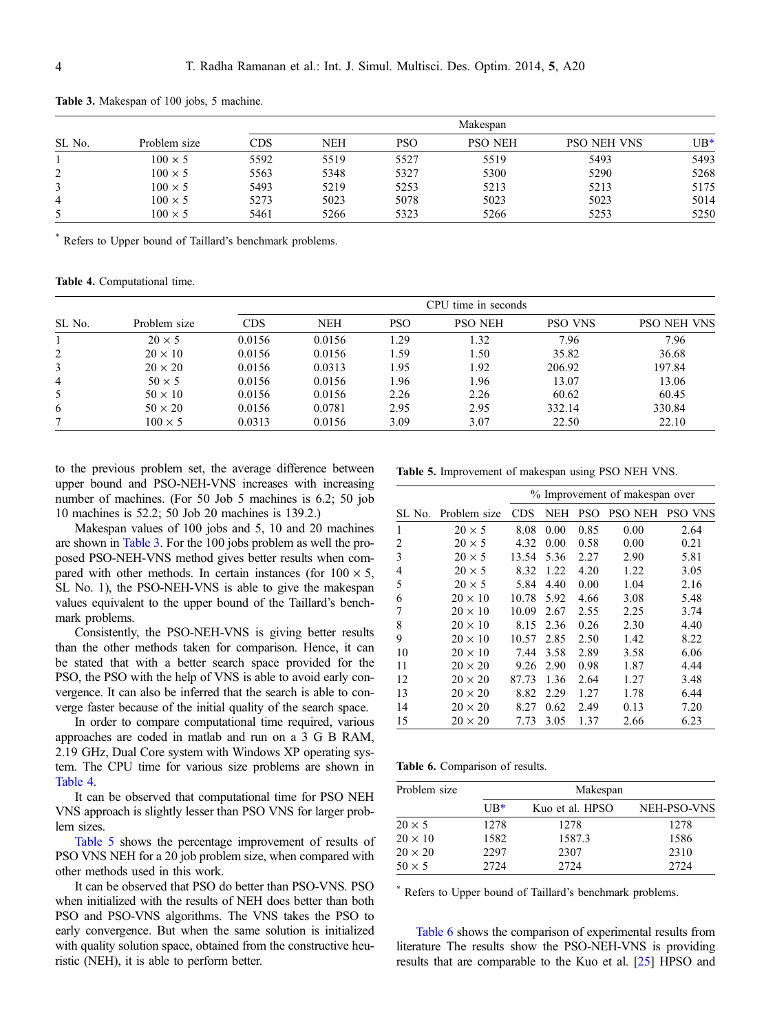**Table 3.** Makespan of 100 jobs, 5 machine.

| SL No. | Problem size | Makespan | | | | | |
|---|---|---|---|---|---|---|---|
| | | CDS | NEH | PSO | PSO NEH | PSO NEH VNS | UB* |
| 1 | 100 × 5 | 5592 | 5519 | 5527 | 5519 | 5493 | 5493 |
| 2 | 100 × 5 | 5563 | 5348 | 5327 | 5300 | 5290 | 5268 |
| 3 | 100 × 5 | 5493 | 5219 | 5253 | 5213 | 5213 | 5175 |
| 4 | 100 × 5 | 5273 | 5023 | 5078 | 5023 | 5023 | 5014 |
| 5 | 100 × 5 | 5461 | 5266 | 5323 | 5266 | 5253 | 5250 |

* Refers to Upper bound of Taillard's benchmark problems.

**Table 4.** Computational time.

| SL No. | Problem size | CPU time in seconds | | | | | |
|---|---|---|---|---|---|---|---|
| | | CDS | NEH | PSO | PSO NEH | PSO VNS | PSO NEH VNS |
| 1 | 20 × 5 | 0.0156 | 0.0156 | 1.29 | 1.32 | 7.96 | 7.96 |
| 2 | 20 × 10 | 0.0156 | 0.0156 | 1.59 | 1.50 | 35.82 | 36.68 |
| 3 | 20 × 20 | 0.0156 | 0.0313 | 1.95 | 1.92 | 206.92 | 197.84 |
| 4 | 50 × 5 | 0.0156 | 0.0156 | 1.96 | 1.96 | 13.07 | 13.06 |
| 5 | 50 × 10 | 0.0156 | 0.0156 | 2.26 | 2.26 | 60.62 | 60.45 |
| 6 | 50 × 20 | 0.0156 | 0.0781 | 2.95 | 2.95 | 332.14 | 330.84 |
| 7 | 100 × 5 | 0.0313 | 0.0156 | 3.09 | 3.07 | 22.50 | 22.10 |

to the previous problem set, the average difference between upper bound and PSO-NEH-VNS increases with increasing number of machines. (For 50 Job 5 machines is 6.2; 50 job 10 machines is 52.2; 50 Job 20 machines is 139.2.)

Makespan values of 100 jobs and 5, 10 and 20 machines are shown in Table 3. For the 100 jobs problem as well the proposed PSO-NEH-VNS method gives better results when compared with other methods. In certain instances (for 100 × 5, SL No. 1), the PSO-NEH-VNS is able to give the makespan values equivalent to the upper bound of the Taillard's benchmark problems.

Consistently, the PSO-NEH-VNS is giving better results than the other methods taken for comparison. Hence, it can be stated that with a better search space provided for the PSO, the PSO with the help of VNS is able to avoid early convergence. It can also be inferred that the search is able to converge faster because of the initial quality of the search space.

In order to compare computational time required, various approaches are coded in matlab and run on a 3 G B RAM, 2.19 GHz, Dual Core system with Windows XP operating system. The CPU time for various size problems are shown in Table 4.

It can be observed that computational time for PSO NEH VNS approach is slightly lesser than PSO VNS for larger problem sizes.

Table 5 shows the percentage improvement of results of PSO VNS NEH for a 20 job problem size, when compared with other methods used in this work.

It can be observed that PSO do better than PSO-VNS. PSO when initialized with the results of NEH does better than both PSO and PSO-VNS algorithms. The VNS takes the PSO to early convergence. But when the same solution is initialized with quality solution space, obtained from the constructive heuristic (NEH), it is able to perform better.

**Table 5.** Improvement of makespan using PSO NEH VNS.

| SL No. | Problem size | % Improvement of makespan over | | | | |
|---|---|---|---|---|---|---|
| | | CDS | NEH | PSO | PSO NEH | PSO VNS |
| 1 | 20 × 5 | 8.08 | 0.00 | 0.85 | 0.00 | 2.64 |
| 2 | 20 × 5 | 4.32 | 0.00 | 0.58 | 0.00 | 0.21 |
| 3 | 20 × 5 | 13.54 | 5.36 | 2.27 | 2.90 | 5.81 |
| 4 | 20 × 5 | 8.32 | 1.22 | 4.20 | 1.22 | 3.05 |
| 5 | 20 × 5 | 5.84 | 4.40 | 0.00 | 1.04 | 2.16 |
| 6 | 20 × 10 | 10.78 | 5.92 | 4.66 | 3.08 | 5.48 |
| 7 | 20 × 10 | 10.09 | 2.67 | 2.55 | 2.25 | 3.74 |
| 8 | 20 × 10 | 8.15 | 2.36 | 0.26 | 2.30 | 4.40 |
| 9 | 20 × 10 | 10.57 | 2.85 | 2.50 | 1.42 | 8.22 |
| 10 | 20 × 10 | 7.44 | 3.58 | 2.89 | 3.58 | 6.06 |
| 11 | 20 × 20 | 9.26 | 2.90 | 0.98 | 1.87 | 4.44 |
| 12 | 20 × 20 | 87.73 | 1.36 | 2.64 | 1.27 | 3.48 |
| 13 | 20 × 20 | 8.82 | 2.29 | 1.27 | 1.78 | 6.44 |
| 14 | 20 × 20 | 8.27 | 0.62 | 2.49 | 0.13 | 7.20 |
| 15 | 20 × 20 | 7.73 | 3.05 | 1.37 | 2.66 | 6.23 |

**Table 6.** Comparison of results.

| Problem size | Makespan | | |
|---|---|---|---|
| | UB* | Kuo et al. HPSO | NEH-PSO-VNS |
| 20 × 5 | 1278 | 1278 | 1278 |
| 20 × 10 | 1582 | 1587.3 | 1586 |
| 20 × 20 | 2297 | 2307 | 2310 |
| 50 × 5 | 2724 | 2724 | 2724 |

* Refers to Upper bound of Taillard's benchmark problems.

Table 6 shows the comparison of experimental results from literature The results show the PSO-NEH-VNS is providing results that are comparable to the Kuo et al. [25] HPSO and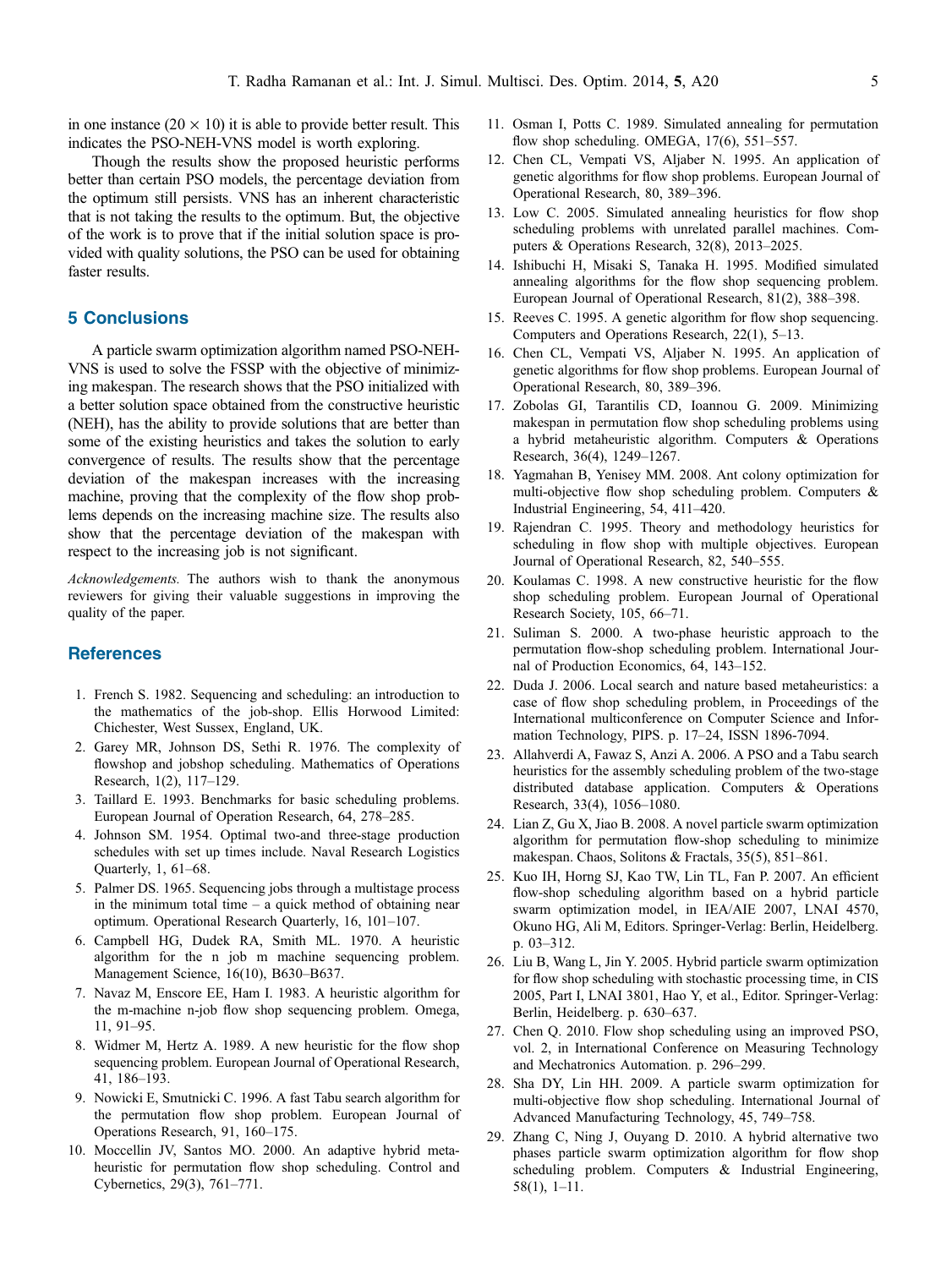in one instance ($20 \times 10$) it is able to provide better result. This indicates the PSO-NEH-VNS model is worth exploring.

Though the results show the proposed heuristic performs better than certain PSO models, the percentage deviation from the optimum still persists. VNS has an inherent characteristic that is not taking the results to the optimum. But, the objective of the work is to prove that if the initial solution space is provided with quality solutions, the PSO can be used for obtaining faster results.

## 5 Conclusions

A particle swarm optimization algorithm named PSO-NEH-VNS is used to solve the FSSP with the objective of minimizing makespan. The research shows that the PSO initialized with a better solution space obtained from the constructive heuristic (NEH), has the ability to provide solutions that are better than some of the existing heuristics and takes the solution to early convergence of results. The results show that the percentage deviation of the makespan increases with the increasing machine, proving that the complexity of the flow shop problems depends on the increasing machine size. The results also show that the percentage deviation of the makespan with respect to the increasing job is not significant.

*Acknowledgements.* The authors wish to thank the anonymous reviewers for giving their valuable suggestions in improving the quality of the paper.

## References

1. French S. 1982. Sequencing and scheduling: an introduction to the mathematics of the job-shop. Ellis Horwood Limited: Chichester, West Sussex, England, UK.
2. Garey MR, Johnson DS, Sethi R. 1976. The complexity of flowshop and jobshop scheduling. Mathematics of Operations Research, 1(2), 117–129.
3. Taillard E. 1993. Benchmarks for basic scheduling problems. European Journal of Operation Research, 64, 278–285.
4. Johnson SM. 1954. Optimal two-and three-stage production schedules with set up times include. Naval Research Logistics Quarterly, 1, 61–68.
5. Palmer DS. 1965. Sequencing jobs through a multistage process in the minimum total time – a quick method of obtaining near optimum. Operational Research Quarterly, 16, 101–107.
6. Campbell HG, Dudek RA, Smith ML. 1970. A heuristic algorithm for the n job m machine sequencing problem. Management Science, 16(10), B630–B637.
7. Navaz M, Enscore EE, Ham I. 1983. A heuristic algorithm for the m-machine n-job flow shop sequencing problem. Omega, 11, 91–95.
8. Widmer M, Hertz A. 1989. A new heuristic for the flow shop sequencing problem. European Journal of Operational Research, 41, 186–193.
9. Nowicki E, Smutnicki C. 1996. A fast Tabu search algorithm for the permutation flow shop problem. European Journal of Operations Research, 91, 160–175.
10. Moccellin JV, Santos MO. 2000. An adaptive hybrid metaheuristic for permutation flow shop scheduling. Control and Cybernetics, 29(3), 761–771.
11. Osman I, Potts C. 1989. Simulated annealing for permutation flow shop scheduling. OMEGA, 17(6), 551–557.
12. Chen CL, Vempati VS, Aljaber N. 1995. An application of genetic algorithms for flow shop problems. European Journal of Operational Research, 80, 389–396.
13. Low C. 2005. Simulated annealing heuristics for flow shop scheduling problems with unrelated parallel machines. Computers & Operations Research, 32(8), 2013–2025.
14. Ishibuchi H, Misaki S, Tanaka H. 1995. Modified simulated annealing algorithms for the flow shop sequencing problem. European Journal of Operational Research, 81(2), 388–398.
15. Reeves C. 1995. A genetic algorithm for flow shop sequencing. Computers and Operations Research, 22(1), 5–13.
16. Chen CL, Vempati VS, Aljaber N. 1995. An application of genetic algorithms for flow shop problems. European Journal of Operational Research, 80, 389–396.
17. Zobolas GI, Tarantilis CD, Ioannou G. 2009. Minimizing makespan in permutation flow shop scheduling problems using a hybrid metaheuristic algorithm. Computers & Operations Research, 36(4), 1249–1267.
18. Yagmahan B, Yenisey MM. 2008. Ant colony optimization for multi-objective flow shop scheduling problem. Computers & Industrial Engineering, 54, 411–420.
19. Rajendran C. 1995. Theory and methodology heuristics for scheduling in flow shop with multiple objectives. European Journal of Operational Research, 82, 540–555.
20. Koulamas C. 1998. A new constructive heuristic for the flow shop scheduling problem. European Journal of Operational Research Society, 105, 66–71.
21. Suliman S. 2000. A two-phase heuristic approach to the permutation flow-shop scheduling problem. International Journal of Production Economics, 64, 143–152.
22. Duda J. 2006. Local search and nature based metaheuristics: a case of flow shop scheduling problem, in Proceedings of the International multiconference on Computer Science and Information Technology, PIPS. p. 17–24, ISSN 1896-7094.
23. Allahverdi A, Fawaz S, Anzi A. 2006. A PSO and a Tabu search heuristics for the assembly scheduling problem of the two-stage distributed database application. Computers & Operations Research, 33(4), 1056–1080.
24. Lian Z, Gu X, Jiao B. 2008. A novel particle swarm optimization algorithm for permutation flow-shop scheduling to minimize makespan. Chaos, Solitons & Fractals, 35(5), 851–861.
25. Kuo IH, Horng SJ, Kao TW, Lin TL, Fan P. 2007. An efficient flow-shop scheduling algorithm based on a hybrid particle swarm optimization model, in IEA/AIE 2007, LNAI 4570, Okuno HG, Ali M, Editors. Springer-Verlag: Berlin, Heidelberg. p. 03–312.
26. Liu B, Wang L, Jin Y. 2005. Hybrid particle swarm optimization for flow shop scheduling with stochastic processing time, in CIS 2005, Part I, LNAI 3801, Hao Y, et al., Editor. Springer-Verlag: Berlin, Heidelberg. p. 630–637.
27. Chen Q. 2010. Flow shop scheduling using an improved PSO, vol. 2, in International Conference on Measuring Technology and Mechatronics Automation. p. 296–299.
28. Sha DY, Lin HH. 2009. A particle swarm optimization for multi-objective flow shop scheduling. International Journal of Advanced Manufacturing Technology, 45, 749–758.
29. Zhang C, Ning J, Ouyang D. 2010. A hybrid alternative two phases particle swarm optimization algorithm for flow shop scheduling problem. Computers & Industrial Engineering, 58(1), 1–11.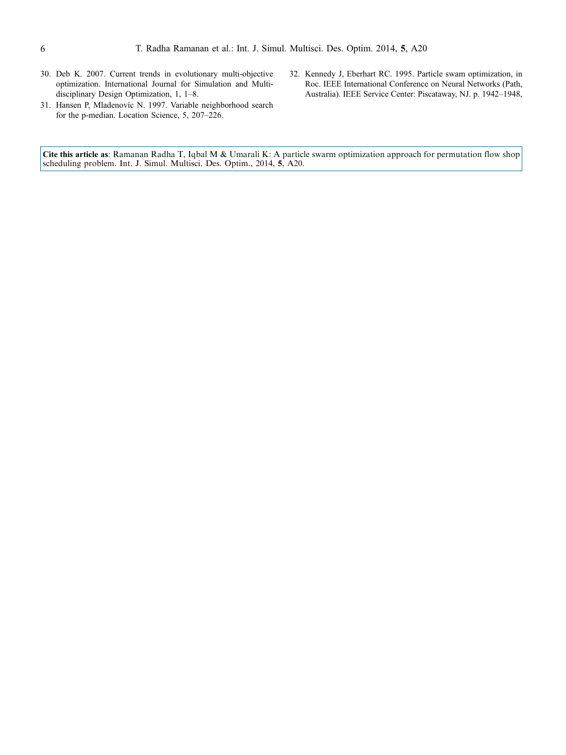30. Deb K. 2007. Current trends in evolutionary multi-objective optimization. International Journal for Simulation and Multidisciplinary Design Optimization, 1, 1–8.
31. Hansen P, Mladenovíc N. 1997. Variable neighborhood search for the p-median. Location Science, 5, 207–226.
32. Kennedy J, Eberhart RC. 1995. Particle swam optimization, in Roc. IEEE International Conference on Neural Networks (Path, Australia). IEEE Service Center: Piscataway, NJ. p. 1942–1948,

**Cite this article as**: Ramanan Radha T, Iqbal M & Umarali K: A particle swarm optimization approach for permutation flow shop scheduling problem. Int. J. Simul. Multisci. Des. Optim., 2014, **5**, A20.